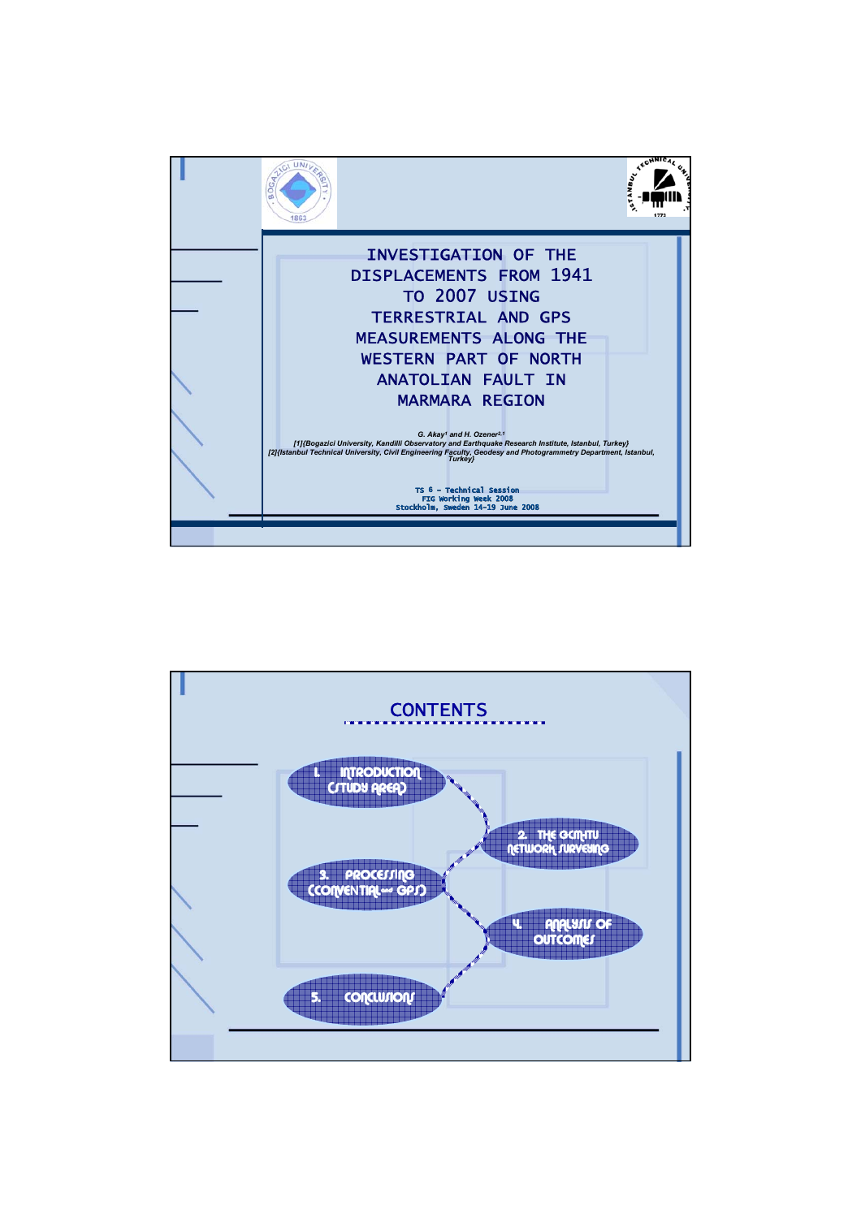# INVESTIGATION OF THE DISPLACEMENTS FROM 1941 TO 2007 USING TERRESTRIAL AND GPS MEASUREMENTS ALONG THE WESTERN PART OF NORTH ANATOLIAN FAULT IN MARMARA REGION

*G. Akay[1] and H. Ozener[2,1]*

*[1](Bogazici University, Kandilli Observatory and Earthquake Research Institute, Istanbul, Turkey)*
*[2](Istanbul Technical University, Civil Engineering Faculty, Geodesy and Photogrammetry Department, Istanbul, Turkey)*

TS 6 – Technical Session
FIG Working Week 2008
Stockholm, Sweden 14-19 June 2008

## CONTENTS

1. INTRODUCTION (STUDY AREA)
2. THE GCM-ITU NETWORK SURVEYING
3. PROCESSING (CONVENTIAL and GPS)
4. ANALYSIS OF OUTCOMES
5. CONCLUSIONS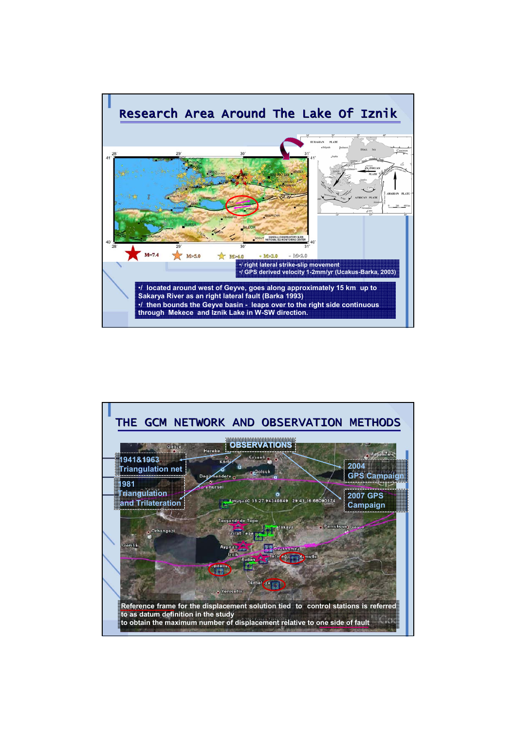# Research Area Around The Lake Of Iznik

- right lateral strike-slip movement
- GPS derived velocity 1-2mm/yr (Ucakus-Barka, 2003)

- located around west of Geyve, goes along approximately 15 km up to Sakarya River as an right lateral fault (Barka 1993)
- then bounds the Geyve basin - leaps over to the right side continuous through Mekece and Iznik Lake in W-SW direction.

# THE GCM NETWORK AND OBSERVATION METHODS

**OBSERVATIONS**

- 1941&1963 Triangulation net
- 1981 Triangulation and Trilateration
- 2004 GPS Campaign
- 2007 GPS Campaign

Reference frame for the displacement solution tied to control stations is referred to as datum definition in the study to obtain the maximum number of displacement relative to one side of fault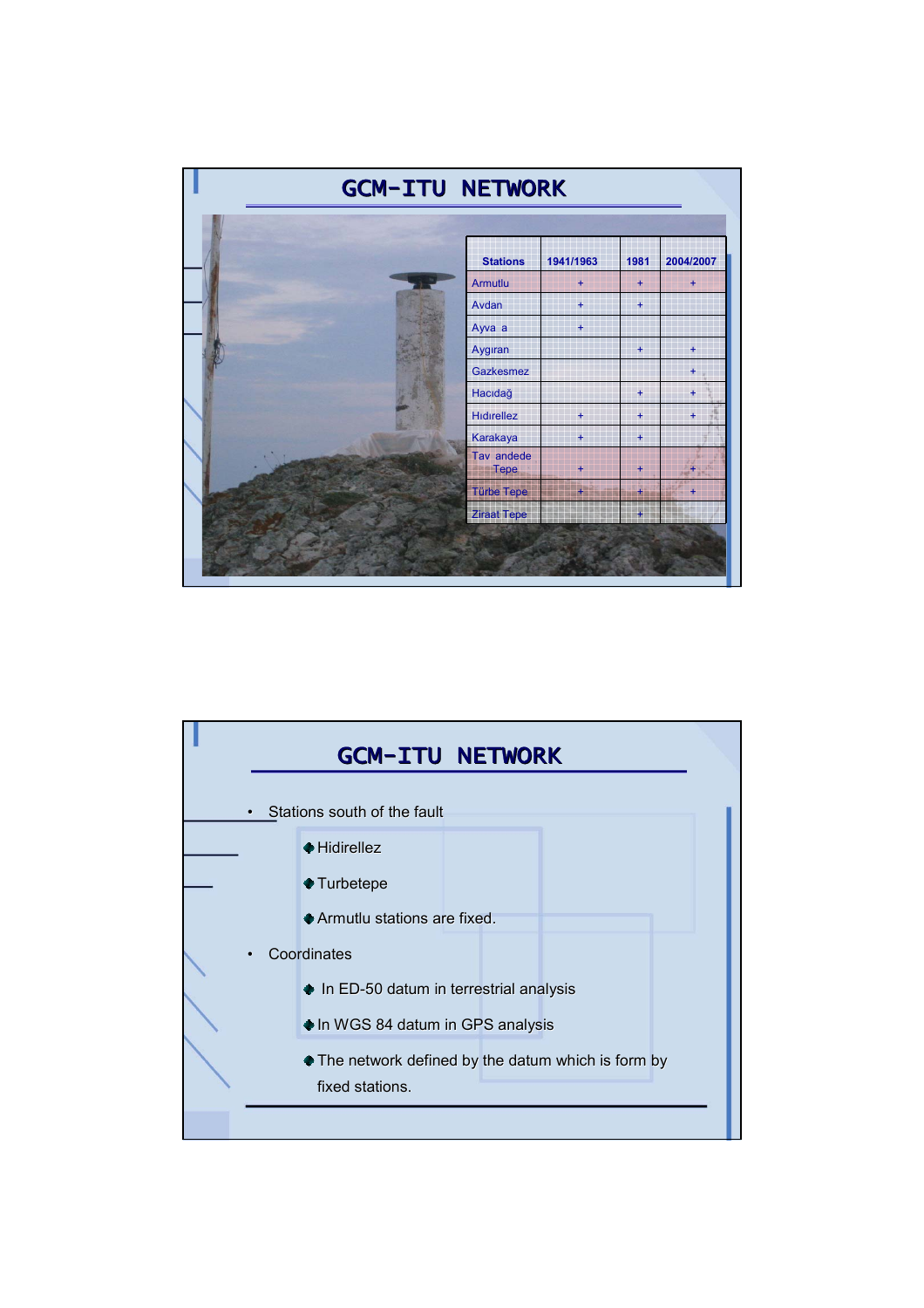## GCM-ITU NETWORK

| Stations | 1941/1963 | 1981 | 2004/2007 |
|---|---|---|---|
| Armutlu | + | + | + |
| Avdan | + | + | |
| Ayva a | + | | |
| Aygıran | | + | + |
| Gazkesmez | | | + |
| Hacıdağ | | + | + |
| Hıdırellez | + | + | + |
| Karakaya | + | + | |
| Tav andede Tepe | + | + | + |
| Türbe Tepe | + | + | + |
| Ziraat Tepe | | + | |

## GCM-ITU NETWORK

- Stations south of the fault
  - Hidirellez
  - Turbetepe
  - Armutlu stations are fixed.
- Coordinates
  - In ED-50 datum in terrestrial analysis
  - In WGS 84 datum in GPS analysis
  - The network defined by the datum which is form by fixed stations.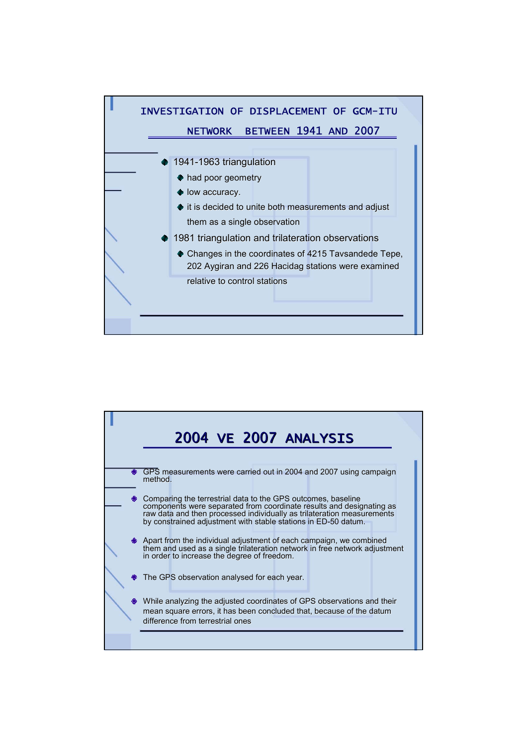## INVESTIGATION OF DISPLACEMENT OF GCM-ITU NETWORK BETWEEN 1941 AND 2007

- 1941-1963 triangulation
  - had poor geometry
  - low accuracy.
  - it is decided to unite both measurements and adjust them as a single observation
- 1981 triangulation and trilateration observations
  - Changes in the coordinates of 4215 Tavsandede Tepe, 202 Aygiran and 226 Hacidag stations were examined relative to control stations

## 2004 VE 2007 ANALYSIS

- GPS measurements were carried out in 2004 and 2007 using campaign method.
- Comparing the terrestrial data to the GPS outcomes, baseline components were separated from coordinate results and designating as raw data and then processed individually as trilateration measurements by constrained adjustment with stable stations in ED-50 datum.
- Apart from the individual adjustment of each campaign, we combined them and used as a single trilateration network in free network adjustment in order to increase the degree of freedom.
- The GPS observation analysed for each year.
- While analyzing the adjusted coordinates of GPS observations and their mean square errors, it has been concluded that, because of the datum difference from terrestrial ones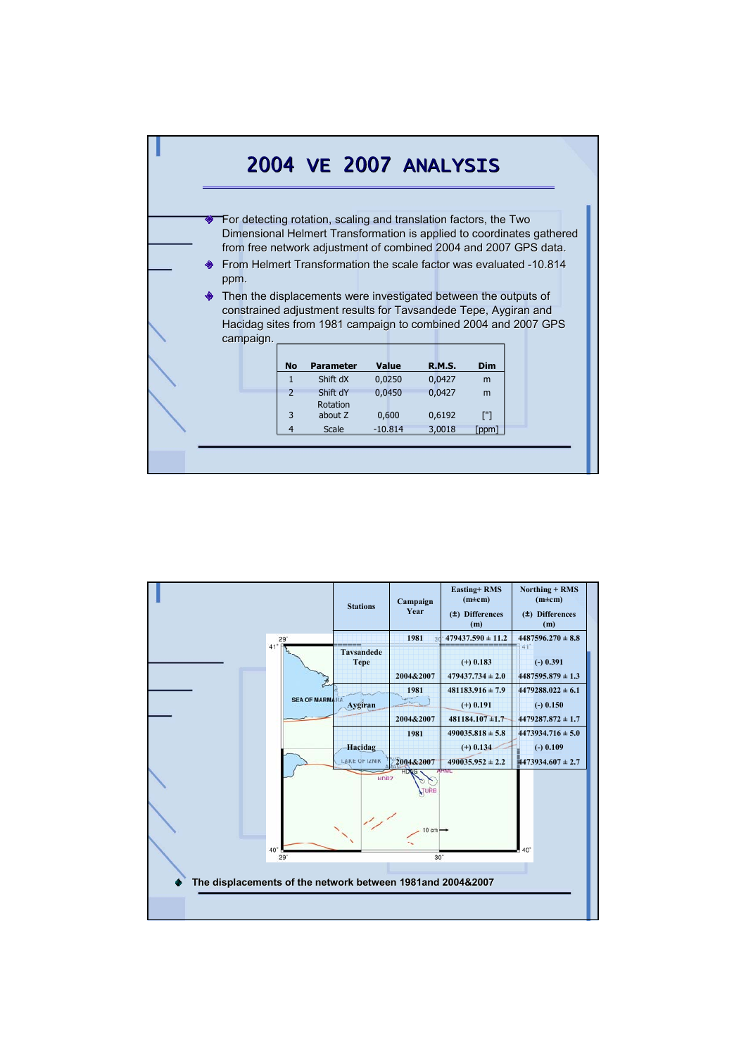# 2004 VE 2007 ANALYSIS

- For detecting rotation, scaling and translation factors, the Two Dimensional Helmert Transformation is applied to coordinates gathered from free network adjustment of combined 2004 and 2007 GPS data.
- From Helmert Transformation the scale factor was evaluated -10.814 ppm.
- Then the displacements were investigated between the outputs of constrained adjustment results for Tavsandede Tepe, Aygiran and Hacidag sites from 1981 campaign to combined 2004 and 2007 GPS campaign.

| No | Parameter | Value | R.M.S. | Dim |
|---|---|---|---|---|
| 1 | Shift dX | 0,0250 | 0,0427 | m |
| 2 | Shift dY | 0,0450 | 0,0427 | m |
| 3 | Rotation about Z | 0,600 | 0,6192 | ["] |
| 4 | Scale | -10.814 | 3,0018 | [ppm] |

| Stations | Campaign Year | Easting+ RMS (m±cm) (±) Differences (m) | Northing + RMS (m±cm) (±) Differences (m) |
|---|---|---|---|
| Tavsandede Tepe | 1981 | 479437.590 ± 11.2 | 4487596.270 ± 8.8 |
| | | (+) 0.183 | (-) 0.391 |
| | 2004&2007 | 479437.734 ± 2.0 | 4487595.879 ± 1.3 |
| Aygiran | 1981 | 481183.916 ± 7.9 | 4479288.022 ± 6.1 |
| | | (+) 0.191 | (-) 0.150 |
| | 2004&2007 | 481184.107 ±1.7 | 4479287.872 ± 1.7 |
| Hacidag | 1981 | 490035.818 ± 5.8 | 4473934.716 ± 5.0 |
| | | (+) 0.134 | (-) 0.109 |
| | 2004&2007 | 490035.952 ± 2.2 | 4473934.607 ± 2.7 |

- The displacements of the network between 1981and 2004&2007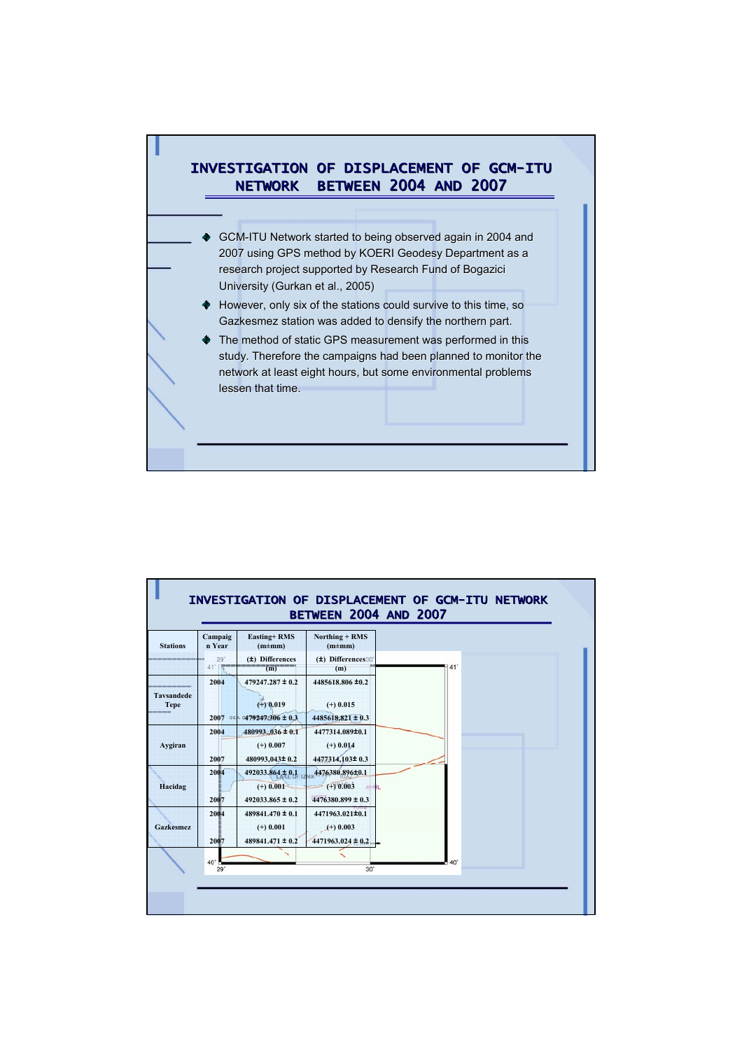## INVESTIGATION OF DISPLACEMENT OF GCM-ITU NETWORK BETWEEN 2004 AND 2007

- GCM-ITU Network started to being observed again in 2004 and 2007 using GPS method by KOERI Geodesy Department as a research project supported by Research Fund of Bogazici University (Gurkan et al., 2005)
- However, only six of the stations could survive to this time, so Gazkesmez station was added to densify the northern part.
- The method of static GPS measurement was performed in this study. Therefore the campaigns had been planned to monitor the network at least eight hours, but some environmental problems lessen that time.

## INVESTIGATION OF DISPLACEMENT OF GCM-ITU NETWORK BETWEEN 2004 AND 2007

| Stations | Campaign Year | Easting+ RMS (m±mm) | Northing + RMS (m±mm) |
|---|---|---|---|
| | | (±) Differences (m) | (±) Differences (m) |
| Tavsandede Tepe | 2004 | 479247.287 ± 0.2 | 4485618.806 ±0.2 |
| | | (+) 0.019 | (+) 0.015 |
| | 2007 | 479247.306 ± 0.3 | 4485618.821 ± 0.3 |
| Aygiran | 2004 | 480993,.036 ± 0.1 | 4477314.089±0.1 |
| | | (+) 0.007 | (+) 0.014 |
| | 2007 | 480993,043± 0.2 | 4477314,103± 0.3 |
| Hacidag | 2004 | 492033.864 ± 0.1 | 4476380,896±0.1 |
| | | (+) 0.001 | (+) 0.003 |
| | 2007 | 492033.865 ± 0.2 | 4476380.899 ± 0.3 |
| Gazkesmez | 2004 | 489841.470 ± 0.1 | 4471963.021±0.1 |
| | | (+) 0.001 | (+) 0.003 |
| | 2007 | 489841.471 ± 0.2 | 4471963.024 ± 0.2 |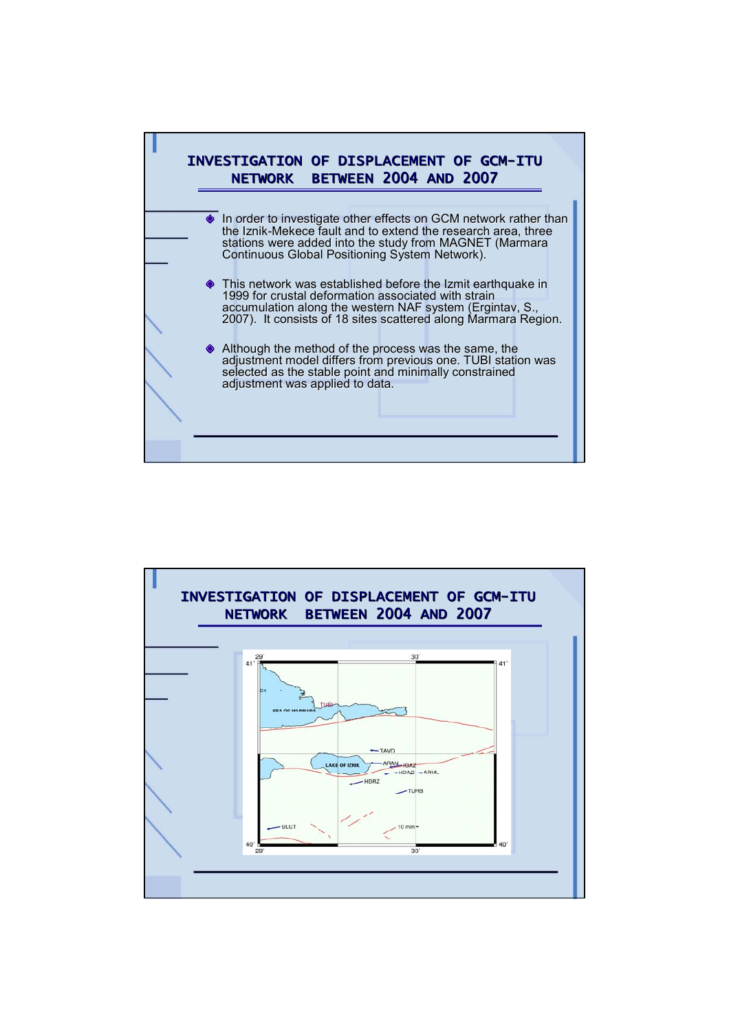## INVESTIGATION OF DISPLACEMENT OF GCM-ITU NETWORK BETWEEN 2004 AND 2007

- In order to investigate other effects on GCM network rather than the Iznik-Mekece fault and to extend the research area, three stations were added into the study from MAGNET (Marmara Continuous Global Positioning System Network).
- This network was established before the Izmit earthquake in 1999 for crustal deformation associated with strain accumulation along the western NAF system (Ergintav, S., 2007). It consists of 18 sites scattered along Marmara Region.
- Although the method of the process was the same, the adjustment model differs from previous one. TUBI station was selected as the stable point and minimally constrained adjustment was applied to data.

## INVESTIGATION OF DISPLACEMENT OF GCM-ITU NETWORK BETWEEN 2004 AND 2007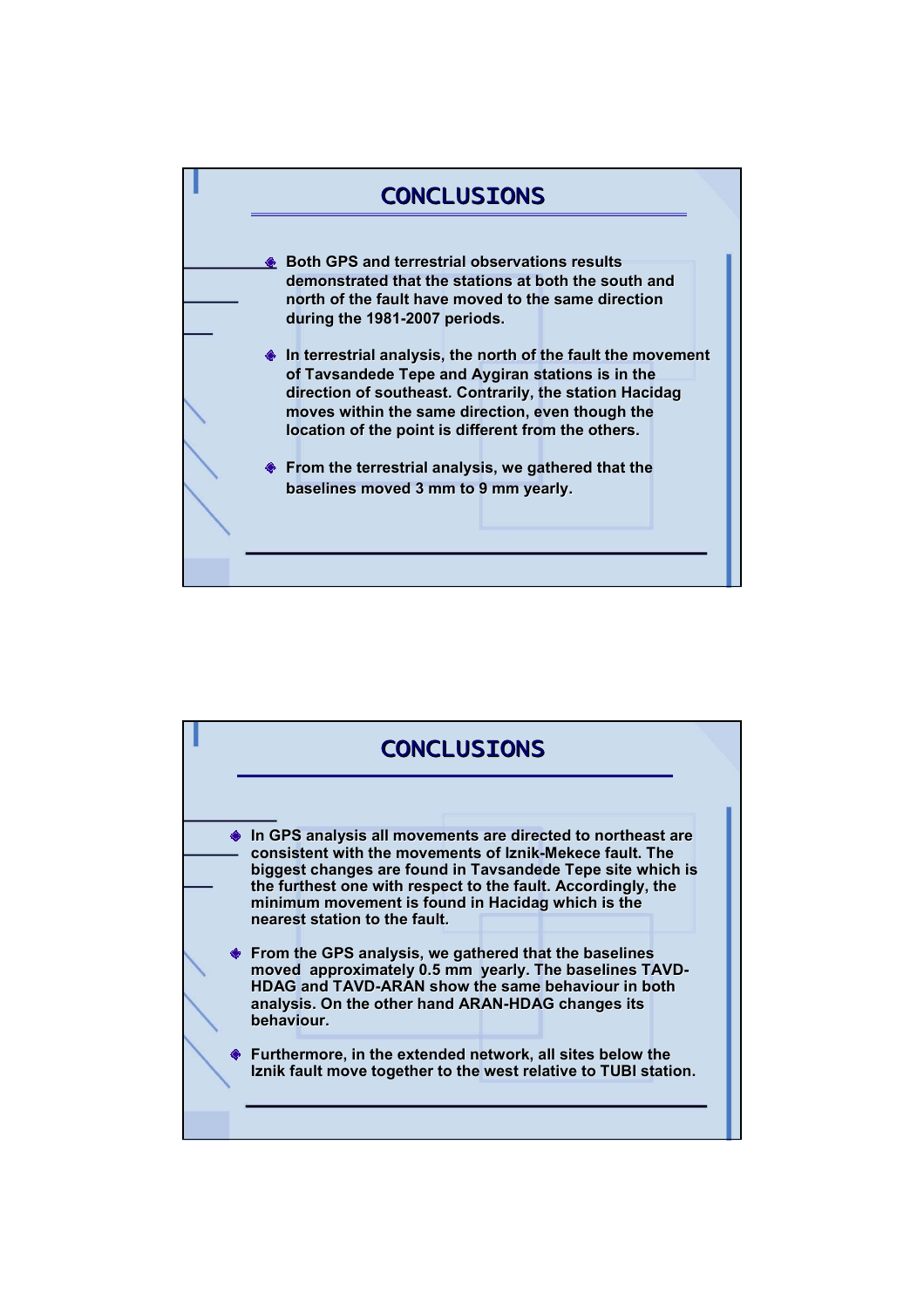## CONCLUSIONS

- Both GPS and terrestrial observations results demonstrated that the stations at both the south and north of the fault have moved to the same direction during the 1981-2007 periods.
- In terrestrial analysis, the north of the fault the movement of Tavsandede Tepe and Aygiran stations is in the direction of southeast. Contrarily, the station Hacidag moves within the same direction, even though the location of the point is different from the others.
- From the terrestrial analysis, we gathered that the baselines moved 3 mm to 9 mm yearly.

## CONCLUSIONS

- In GPS analysis all movements are directed to northeast are consistent with the movements of Iznik-Mekece fault. The biggest changes are found in Tavsandede Tepe site which is the furthest one with respect to the fault. Accordingly, the minimum movement is found in Hacidag which is the nearest station to the fault.
- From the GPS analysis, we gathered that the baselines moved approximately 0.5 mm yearly. The baselines TAVD-HDAG and TAVD-ARAN show the same behaviour in both analysis. On the other hand ARAN-HDAG changes its behaviour.
- Furthermore, in the extended network, all sites below the Iznik fault move together to the west relative to TUBI station.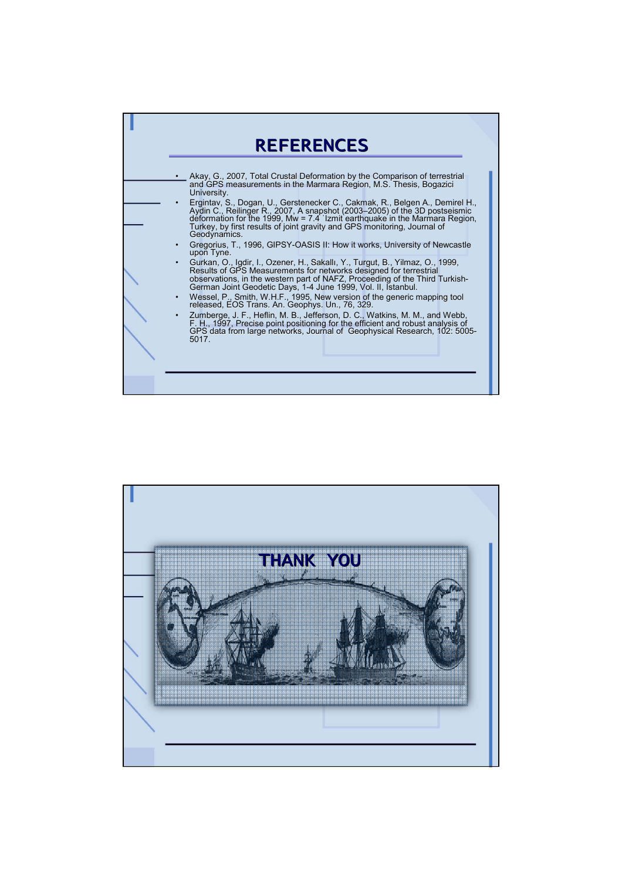# REFERENCES

- Akay, G., 2007, Total Crustal Deformation by the Comparison of terrestrial and GPS measurements in the Marmara Region, M.S. Thesis, Bogazici University.
- Ergintav, S., Dogan, U., Gerstenecker C., Cakmak, R., Belgen A., Demirel H., Aydin C., Reilinger R., 2007, A snapshot (2003–2005) of the 3D postseismic deformation for the 1999, Mw = 7.4 ˙Izmit earthquake in the Marmara Region, Turkey, by first results of joint gravity and GPS monitoring, Journal of Geodynamics.
- Gregorius, T., 1996, GIPSY-OASIS II: How it works, University of Newcastle upon Tyne.
- Gurkan, O., Igdir, I., Ozener, H., Sakallı, Y., Turgut, B., Yilmaz, O., 1999, Results of GPS Measurements for networks designed for terrestrial observations, in the western part of NAFZ, Proceeding of the Third Turkish-German Joint Geodetic Days, 1-4 June 1999, Vol. II, Istanbul.
- Wessel, P., Smith, W.H.F., 1995, New version of the generic mapping tool released, EOS Trans. An. Geophys. Un., 76, 329.
- Zumberge, J. F., Heflin, M. B., Jefferson, D. C., Watkins, M. M., and Webb, F. H., 1997, Precise point positioning for the efficient and robust analysis of GPS data from large networks, Journal of Geophysical Research, 102: 5005-5017.

# THANK YOU